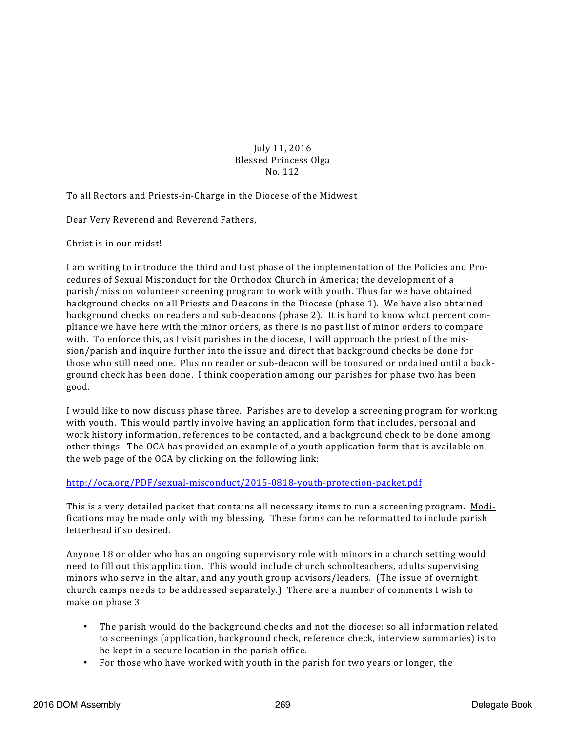July 11, 2016
Blessed Princess Olga
No. 112

To all Rectors and Priests-in-Charge in the Diocese of the Midwest

Dear Very Reverend and Reverend Fathers,

Christ is in our midst!

I am writing to introduce the third and last phase of the implementation of the Policies and Procedures of Sexual Misconduct for the Orthodox Church in America; the development of a parish/mission volunteer screening program to work with youth. Thus far we have obtained background checks on all Priests and Deacons in the Diocese (phase 1). We have also obtained background checks on readers and sub-deacons (phase 2). It is hard to know what percent compliance we have here with the minor orders, as there is no past list of minor orders to compare with. To enforce this, as I visit parishes in the diocese, I will approach the priest of the mission/parish and inquire further into the issue and direct that background checks be done for those who still need one. Plus no reader or sub-deacon will be tonsured or ordained until a background check has been done. I think cooperation among our parishes for phase two has been good.

I would like to now discuss phase three. Parishes are to develop a screening program for working with youth. This would partly involve having an application form that includes, personal and work history information, references to be contacted, and a background check to be done among other things. The OCA has provided an example of a youth application form that is available on the web page of the OCA by clicking on the following link:

http://oca.org/PDF/sexual-misconduct/2015-0818-youth-protection-packet.pdf

This is a very detailed packet that contains all necessary items to run a screening program. Modifications may be made only with my blessing. These forms can be reformatted to include parish letterhead if so desired.

Anyone 18 or older who has an ongoing supervisory role with minors in a church setting would need to fill out this application. This would include church schoolteachers, adults supervising minors who serve in the altar, and any youth group advisors/leaders. (The issue of overnight church camps needs to be addressed separately.) There are a number of comments I wish to make on phase 3.

- The parish would do the background checks and not the diocese; so all information related to screenings (application, background check, reference check, interview summaries) is to be kept in a secure location in the parish office.
- For those who have worked with youth in the parish for two years or longer, the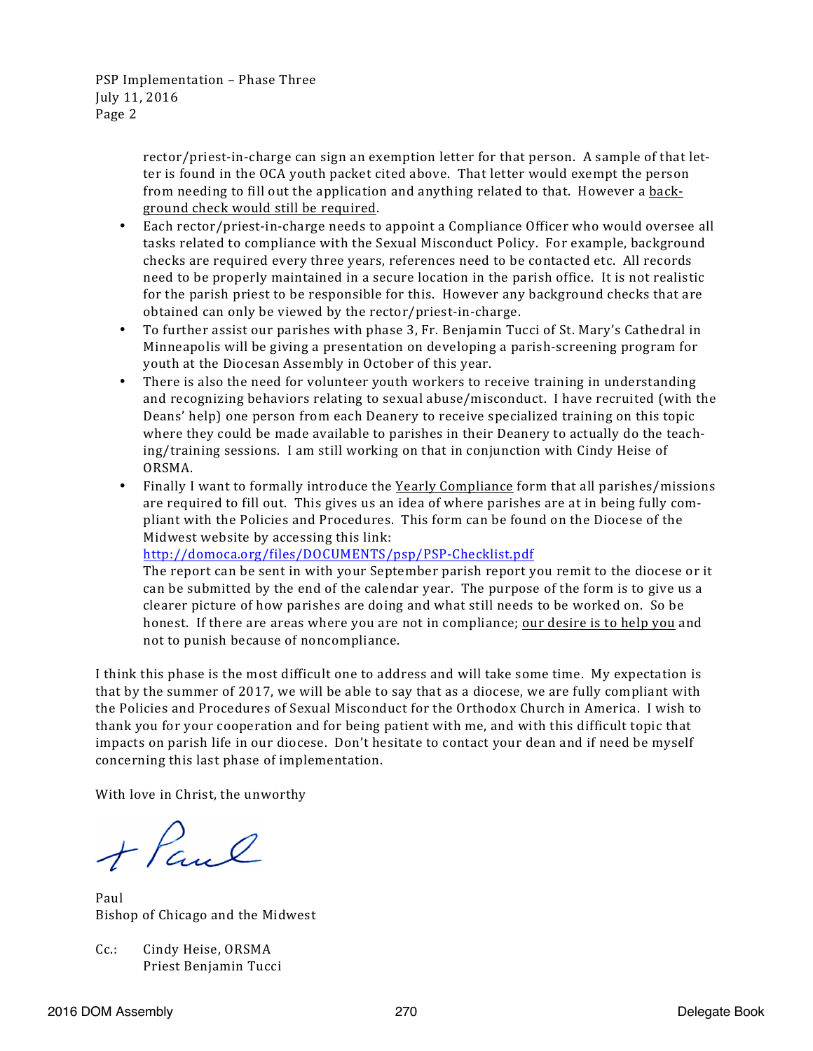rector/priest-in-charge can sign an exemption letter for that person. A sample of that letter is found in the OCA youth packet cited above. That letter would exempt the person from needing to fill out the application and anything related to that. However a background check would still be required.

- Each rector/priest-in-charge needs to appoint a Compliance Officer who would oversee all tasks related to compliance with the Sexual Misconduct Policy. For example, background checks are required every three years, references need to be contacted etc. All records need to be properly maintained in a secure location in the parish office. It is not realistic for the parish priest to be responsible for this. However any background checks that are obtained can only be viewed by the rector/priest-in-charge.
- To further assist our parishes with phase 3, Fr. Benjamin Tucci of St. Mary's Cathedral in Minneapolis will be giving a presentation on developing a parish-screening program for youth at the Diocesan Assembly in October of this year.
- There is also the need for volunteer youth workers to receive training in understanding and recognizing behaviors relating to sexual abuse/misconduct. I have recruited (with the Deans' help) one person from each Deanery to receive specialized training on this topic where they could be made available to parishes in their Deanery to actually do the teaching/training sessions. I am still working on that in conjunction with Cindy Heise of ORSMA.
- Finally I want to formally introduce the Yearly Compliance form that all parishes/missions are required to fill out. This gives us an idea of where parishes are at in being fully compliant with the Policies and Procedures. This form can be found on the Diocese of the Midwest website by accessing this link:
  http://domoca.org/files/DOCUMENTS/psp/PSP-Checklist.pdf
  The report can be sent in with your September parish report you remit to the diocese or it can be submitted by the end of the calendar year. The purpose of the form is to give us a clearer picture of how parishes are doing and what still needs to be worked on. So be honest. If there are areas where you are not in compliance; our desire is to help you and not to punish because of noncompliance.

I think this phase is the most difficult one to address and will take some time. My expectation is that by the summer of 2017, we will be able to say that as a diocese, we are fully compliant with the Policies and Procedures of Sexual Misconduct for the Orthodox Church in America. I wish to thank you for your cooperation and for being patient with me, and with this difficult topic that impacts on parish life in our diocese. Don't hesitate to contact your dean and if need be myself concerning this last phase of implementation.

With love in Christ, the unworthy

+ Paul

Paul
Bishop of Chicago and the Midwest

Cc.: Cindy Heise, ORSMA
Priest Benjamin Tucci